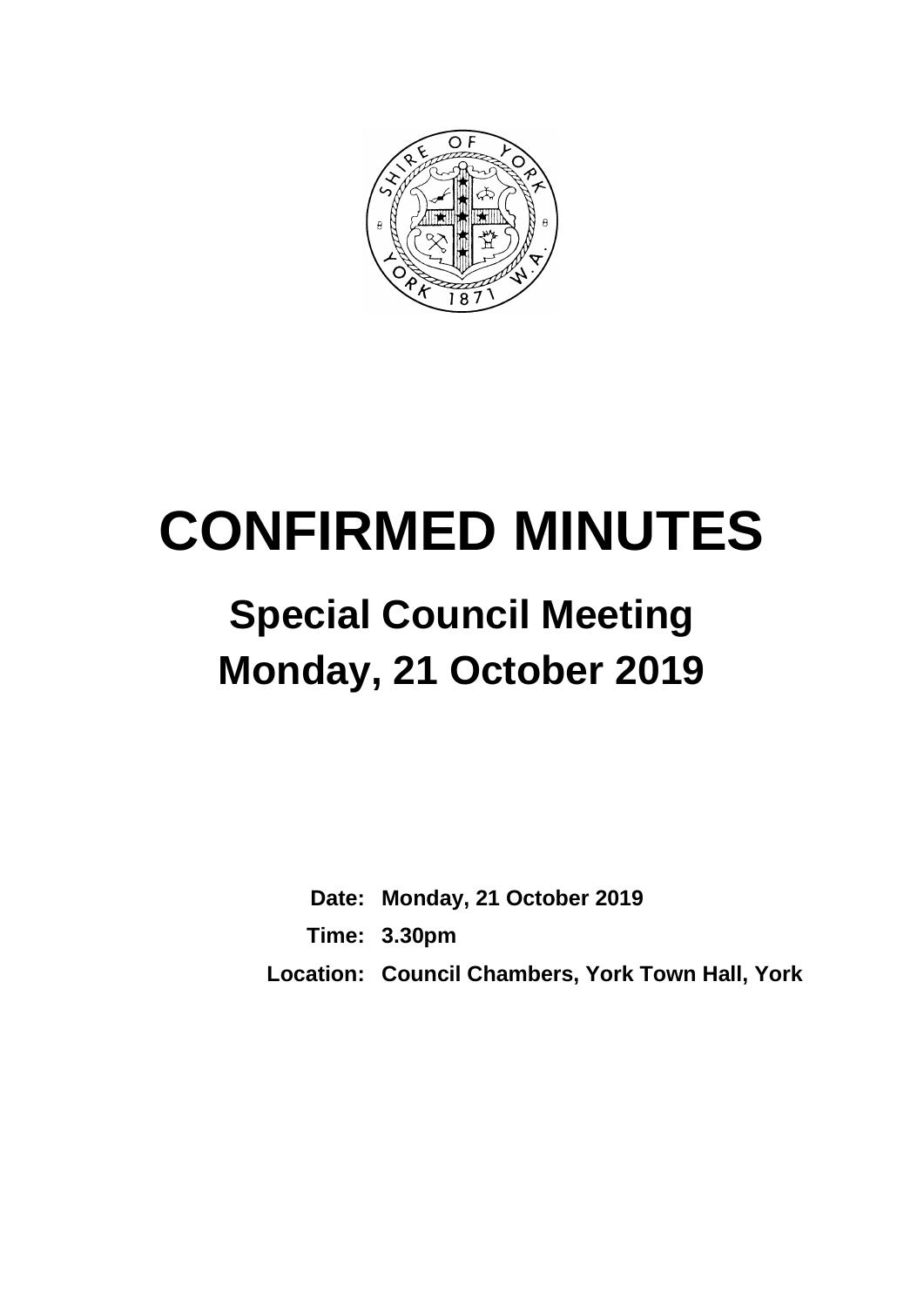# CONFIRMED MINUTES

## Special Council Meeting
## Monday, 21 October 2019

**Date:** Monday, 21 October 2019

**Time:** 3.30pm

**Location:** Council Chambers, York Town Hall, York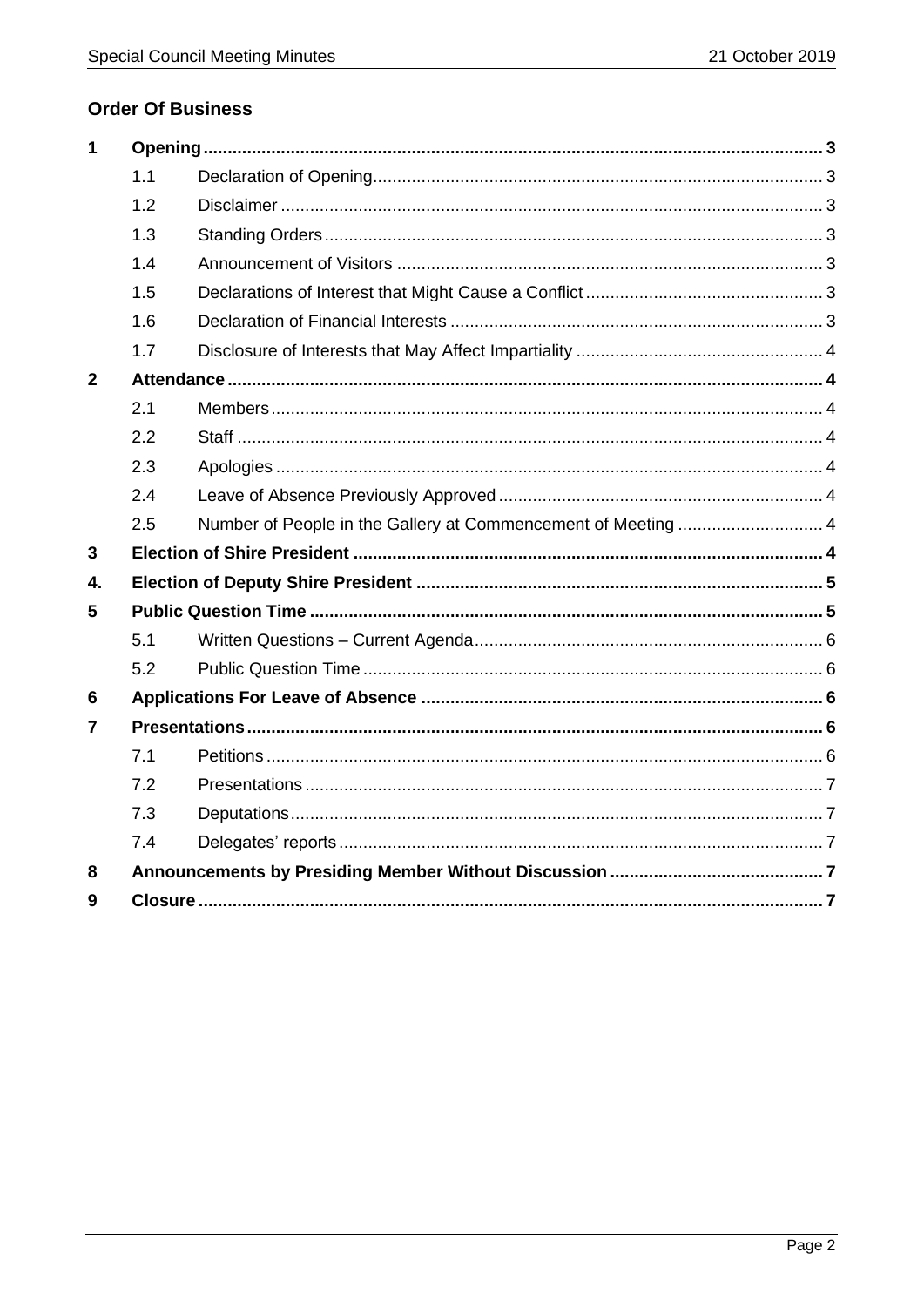## Order Of Business

| | | | |
|---|---|---|---|
| **1** | **Opening** | | **3** |
| | 1.1 | Declaration of Opening | 3 |
| | 1.2 | Disclaimer | 3 |
| | 1.3 | Standing Orders | 3 |
| | 1.4 | Announcement of Visitors | 3 |
| | 1.5 | Declarations of Interest that Might Cause a Conflict | 3 |
| | 1.6 | Declaration of Financial Interests | 3 |
| | 1.7 | Disclosure of Interests that May Affect Impartiality | 4 |
| **2** | **Attendance** | | **4** |
| | 2.1 | Members | 4 |
| | 2.2 | Staff | 4 |
| | 2.3 | Apologies | 4 |
| | 2.4 | Leave of Absence Previously Approved | 4 |
| | 2.5 | Number of People in the Gallery at Commencement of Meeting | 4 |
| **3** | **Election of Shire President** | | **4** |
| **4.** | **Election of Deputy Shire President** | | **5** |
| **5** | **Public Question Time** | | **5** |
| | 5.1 | Written Questions – Current Agenda | 6 |
| | 5.2 | Public Question Time | 6 |
| **6** | **Applications For Leave of Absence** | | **6** |
| **7** | **Presentations** | | **6** |
| | 7.1 | Petitions | 6 |
| | 7.2 | Presentations | 7 |
| | 7.3 | Deputations | 7 |
| | 7.4 | Delegates' reports | 7 |
| **8** | **Announcements by Presiding Member Without Discussion** | | **7** |
| **9** | **Closure** | | **7** |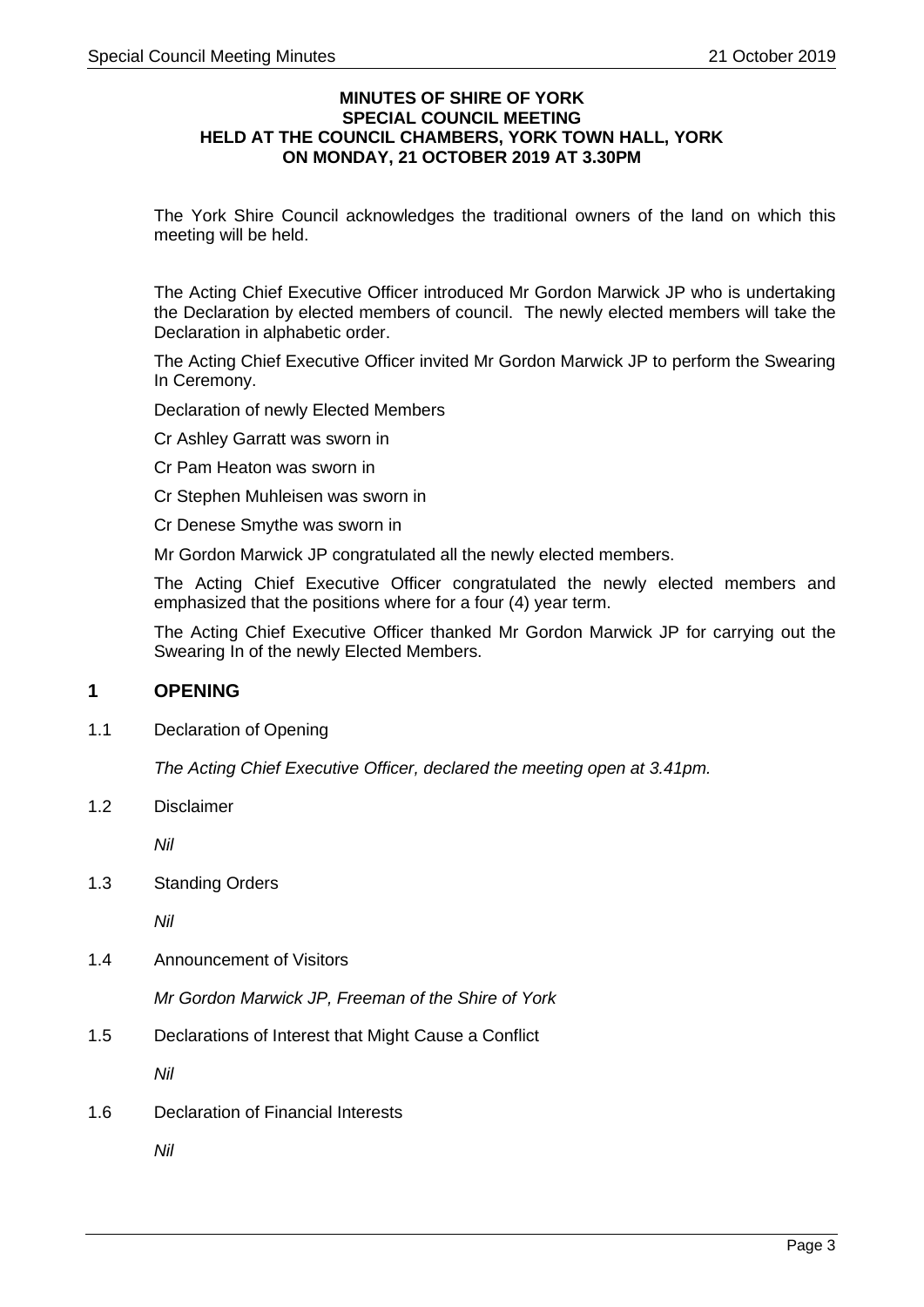**MINUTES OF SHIRE OF YORK**
**SPECIAL COUNCIL MEETING**
**HELD AT THE COUNCIL CHAMBERS, YORK TOWN HALL, YORK**
**ON MONDAY, 21 OCTOBER 2019 AT 3.30PM**

The York Shire Council acknowledges the traditional owners of the land on which this meeting will be held.

The Acting Chief Executive Officer introduced Mr Gordon Marwick JP who is undertaking the Declaration by elected members of council. The newly elected members will take the Declaration in alphabetic order.

The Acting Chief Executive Officer invited Mr Gordon Marwick JP to perform the Swearing In Ceremony.

Declaration of newly Elected Members

Cr Ashley Garratt was sworn in

Cr Pam Heaton was sworn in

Cr Stephen Muhleisen was sworn in

Cr Denese Smythe was sworn in

Mr Gordon Marwick JP congratulated all the newly elected members.

The Acting Chief Executive Officer congratulated the newly elected members and emphasized that the positions where for a four (4) year term.

The Acting Chief Executive Officer thanked Mr Gordon Marwick JP for carrying out the Swearing In of the newly Elected Members.

## 1 OPENING

1.1 Declaration of Opening

*The Acting Chief Executive Officer, declared the meeting open at 3.41pm.*

1.2 Disclaimer

*Nil*

1.3 Standing Orders

*Nil*

1.4 Announcement of Visitors

*Mr Gordon Marwick JP, Freeman of the Shire of York*

1.5 Declarations of Interest that Might Cause a Conflict

*Nil*

1.6 Declaration of Financial Interests

*Nil*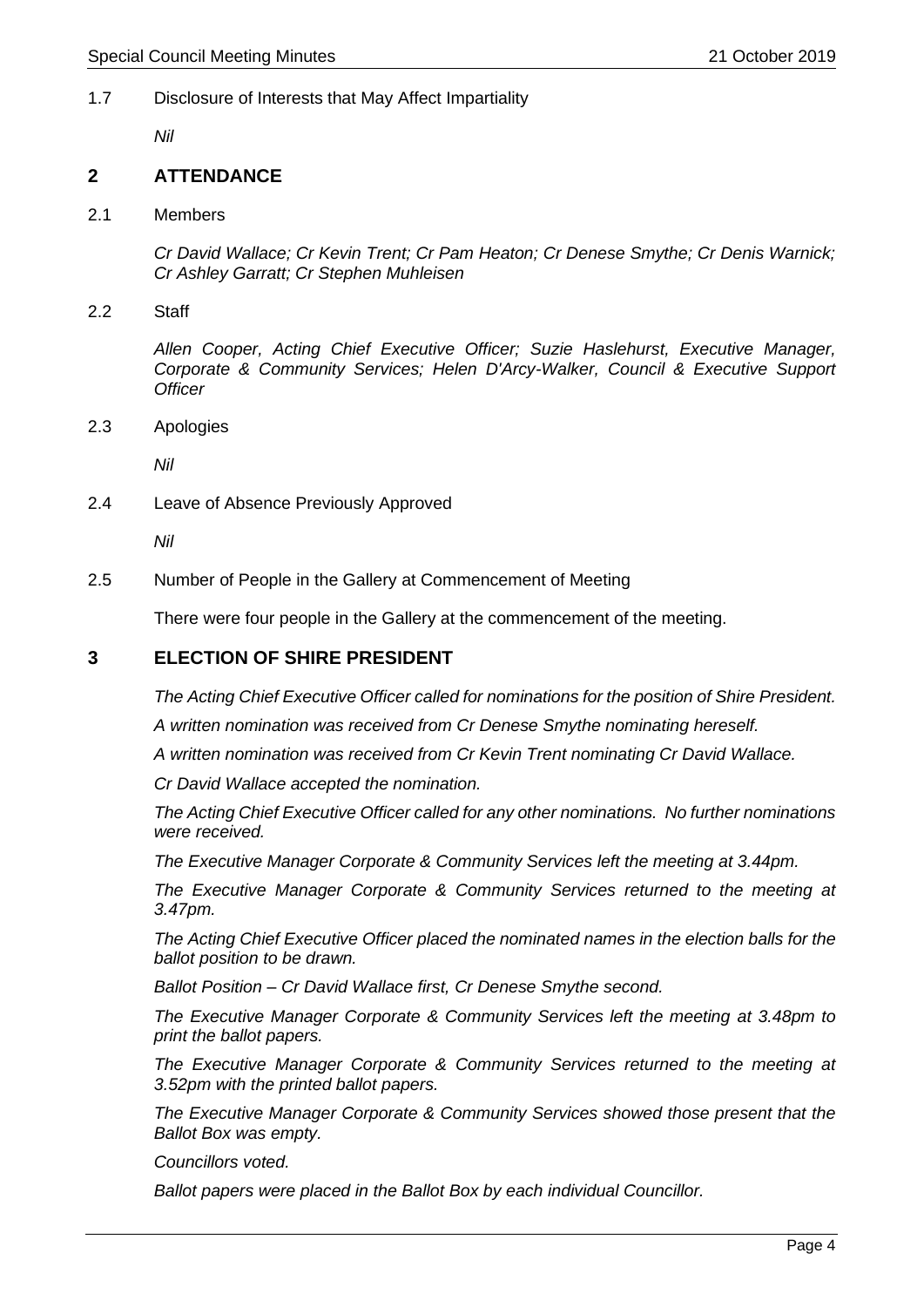1.7 Disclosure of Interests that May Affect Impartiality

*Nil*

## 2 ATTENDANCE

2.1 Members

*Cr David Wallace; Cr Kevin Trent; Cr Pam Heaton; Cr Denese Smythe; Cr Denis Warnick; Cr Ashley Garratt; Cr Stephen Muhleisen*

2.2 Staff

*Allen Cooper, Acting Chief Executive Officer; Suzie Haslehurst, Executive Manager, Corporate & Community Services; Helen D'Arcy-Walker, Council & Executive Support Officer*

2.3 Apologies

*Nil*

2.4 Leave of Absence Previously Approved

*Nil*

2.5 Number of People in the Gallery at Commencement of Meeting

There were four people in the Gallery at the commencement of the meeting.

## 3 ELECTION OF SHIRE PRESIDENT

*The Acting Chief Executive Officer called for nominations for the position of Shire President.*

*A written nomination was received from Cr Denese Smythe nominating hereself.*

*A written nomination was received from Cr Kevin Trent nominating Cr David Wallace.*

*Cr David Wallace accepted the nomination.*

*The Acting Chief Executive Officer called for any other nominations. No further nominations were received.*

*The Executive Manager Corporate & Community Services left the meeting at 3.44pm.*

*The Executive Manager Corporate & Community Services returned to the meeting at 3.47pm.*

*The Acting Chief Executive Officer placed the nominated names in the election balls for the ballot position to be drawn.*

*Ballot Position – Cr David Wallace first, Cr Denese Smythe second.*

*The Executive Manager Corporate & Community Services left the meeting at 3.48pm to print the ballot papers.*

*The Executive Manager Corporate & Community Services returned to the meeting at 3.52pm with the printed ballot papers.*

*The Executive Manager Corporate & Community Services showed those present that the Ballot Box was empty.*

*Councillors voted.*

*Ballot papers were placed in the Ballot Box by each individual Councillor.*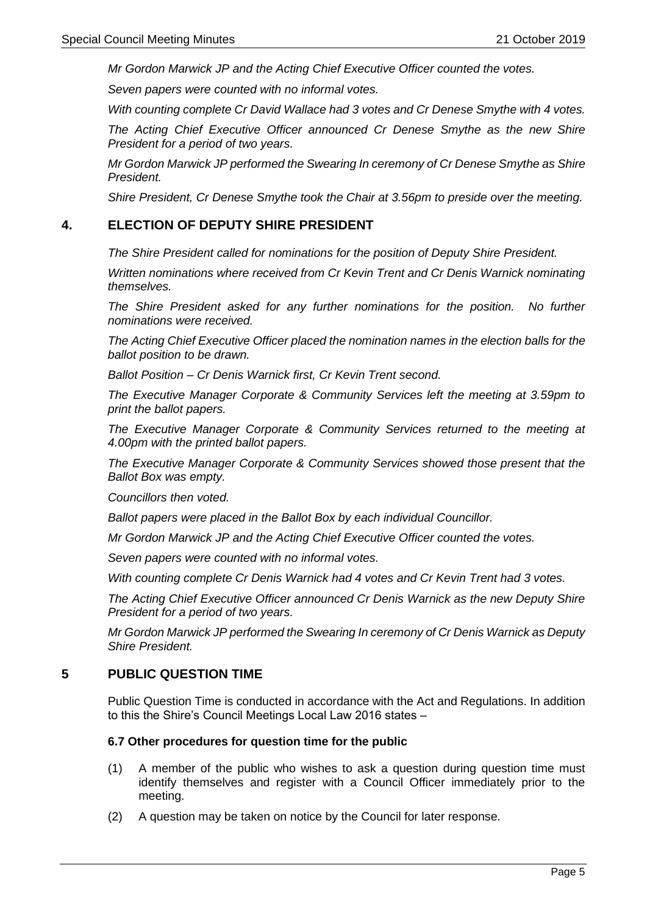*Mr Gordon Marwick JP and the Acting Chief Executive Officer counted the votes.*

*Seven papers were counted with no informal votes.*

*With counting complete Cr David Wallace had 3 votes and Cr Denese Smythe with 4 votes.*

*The Acting Chief Executive Officer announced Cr Denese Smythe as the new Shire President for a period of two years.*

*Mr Gordon Marwick JP performed the Swearing In ceremony of Cr Denese Smythe as Shire President.*

*Shire President, Cr Denese Smythe took the Chair at 3.56pm to preside over the meeting.*

## 4. ELECTION OF DEPUTY SHIRE PRESIDENT

*The Shire President called for nominations for the position of Deputy Shire President.*

*Written nominations where received from Cr Kevin Trent and Cr Denis Warnick nominating themselves.*

*The Shire President asked for any further nominations for the position. No further nominations were received.*

*The Acting Chief Executive Officer placed the nomination names in the election balls for the ballot position to be drawn.*

*Ballot Position – Cr Denis Warnick first, Cr Kevin Trent second.*

*The Executive Manager Corporate & Community Services left the meeting at 3.59pm to print the ballot papers.*

*The Executive Manager Corporate & Community Services returned to the meeting at 4.00pm with the printed ballot papers.*

*The Executive Manager Corporate & Community Services showed those present that the Ballot Box was empty.*

*Councillors then voted.*

*Ballot papers were placed in the Ballot Box by each individual Councillor.*

*Mr Gordon Marwick JP and the Acting Chief Executive Officer counted the votes.*

*Seven papers were counted with no informal votes.*

*With counting complete Cr Denis Warnick had 4 votes and Cr Kevin Trent had 3 votes.*

*The Acting Chief Executive Officer announced Cr Denis Warnick as the new Deputy Shire President for a period of two years.*

*Mr Gordon Marwick JP performed the Swearing In ceremony of Cr Denis Warnick as Deputy Shire President.*

## 5 PUBLIC QUESTION TIME

Public Question Time is conducted in accordance with the Act and Regulations. In addition to this the Shire's Council Meetings Local Law 2016 states –

**6.7 Other procedures for question time for the public**

(1) A member of the public who wishes to ask a question during question time must identify themselves and register with a Council Officer immediately prior to the meeting.

(2) A question may be taken on notice by the Council for later response.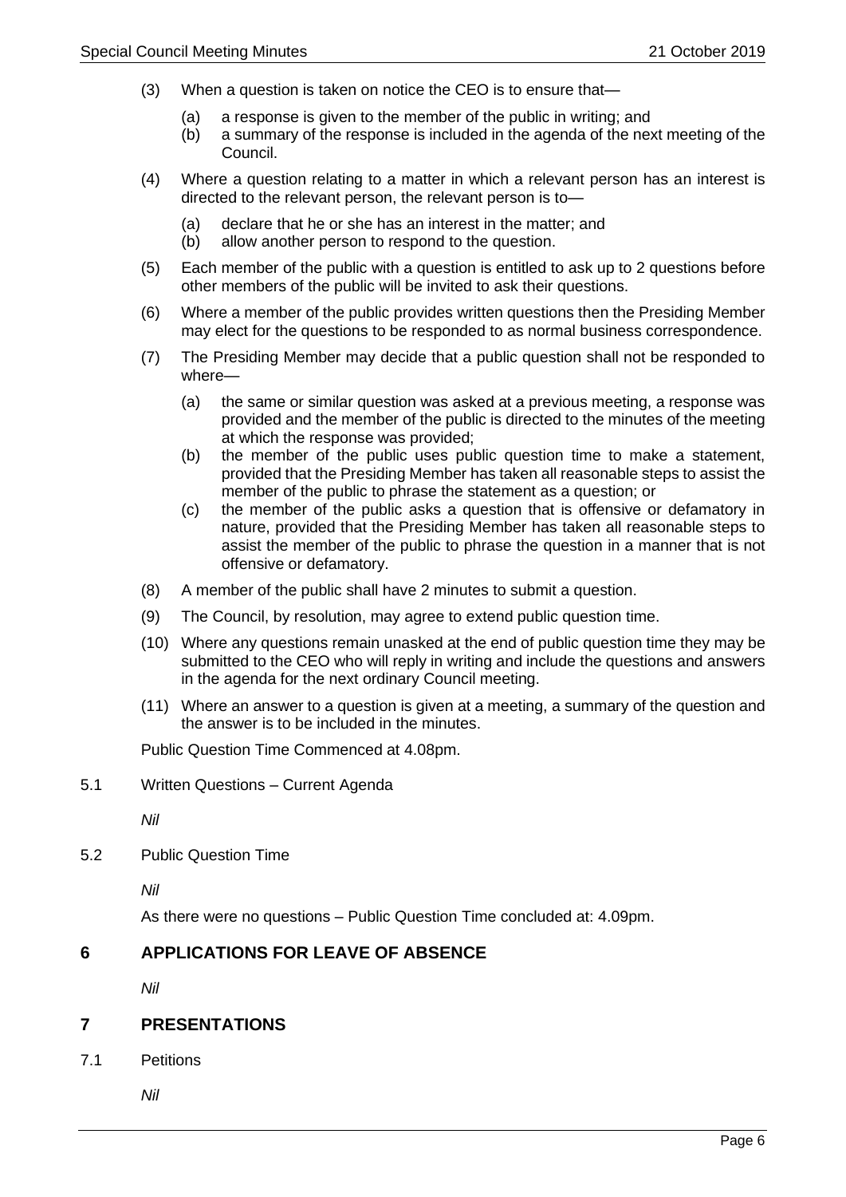(3) When a question is taken on notice the CEO is to ensure that—

   (a) a response is given to the member of the public in writing; and
   (b) a summary of the response is included in the agenda of the next meeting of the Council.

(4) Where a question relating to a matter in which a relevant person has an interest is directed to the relevant person, the relevant person is to—

   (a) declare that he or she has an interest in the matter; and
   (b) allow another person to respond to the question.

(5) Each member of the public with a question is entitled to ask up to 2 questions before other members of the public will be invited to ask their questions.

(6) Where a member of the public provides written questions then the Presiding Member may elect for the questions to be responded to as normal business correspondence.

(7) The Presiding Member may decide that a public question shall not be responded to where—

   (a) the same or similar question was asked at a previous meeting, a response was provided and the member of the public is directed to the minutes of the meeting at which the response was provided;
   (b) the member of the public uses public question time to make a statement, provided that the Presiding Member has taken all reasonable steps to assist the member of the public to phrase the statement as a question; or
   (c) the member of the public asks a question that is offensive or defamatory in nature, provided that the Presiding Member has taken all reasonable steps to assist the member of the public to phrase the question in a manner that is not offensive or defamatory.

(8) A member of the public shall have 2 minutes to submit a question.

(9) The Council, by resolution, may agree to extend public question time.

(10) Where any questions remain unasked at the end of public question time they may be submitted to the CEO who will reply in writing and include the questions and answers in the agenda for the next ordinary Council meeting.

(11) Where an answer to a question is given at a meeting, a summary of the question and the answer is to be included in the minutes.

Public Question Time Commenced at 4.08pm.

5.1 Written Questions – Current Agenda

*Nil*

5.2 Public Question Time

*Nil*

As there were no questions – Public Question Time concluded at: 4.09pm.

## 6 APPLICATIONS FOR LEAVE OF ABSENCE

*Nil*

## 7 PRESENTATIONS

7.1 Petitions

*Nil*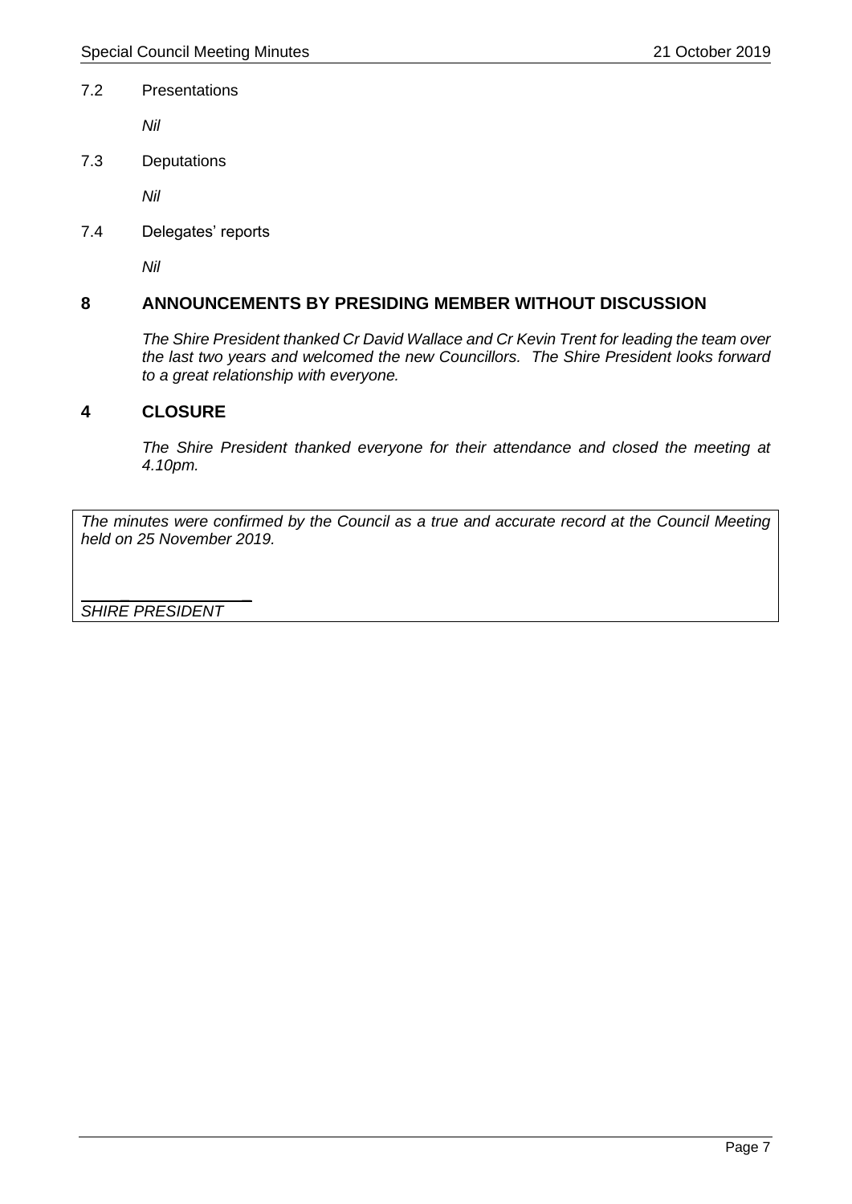7.2 Presentations

*Nil*

7.3 Deputations

*Nil*

7.4 Delegates' reports

*Nil*

## 8 ANNOUNCEMENTS BY PRESIDING MEMBER WITHOUT DISCUSSION

*The Shire President thanked Cr David Wallace and Cr Kevin Trent for leading the team over the last two years and welcomed the new Councillors. The Shire President looks forward to a great relationship with everyone.*

## 4 CLOSURE

*The Shire President thanked everyone for their attendance and closed the meeting at 4.10pm.*

*The minutes were confirmed by the Council as a true and accurate record at the Council Meeting held on 25 November 2019.*

______________________

*SHIRE PRESIDENT*